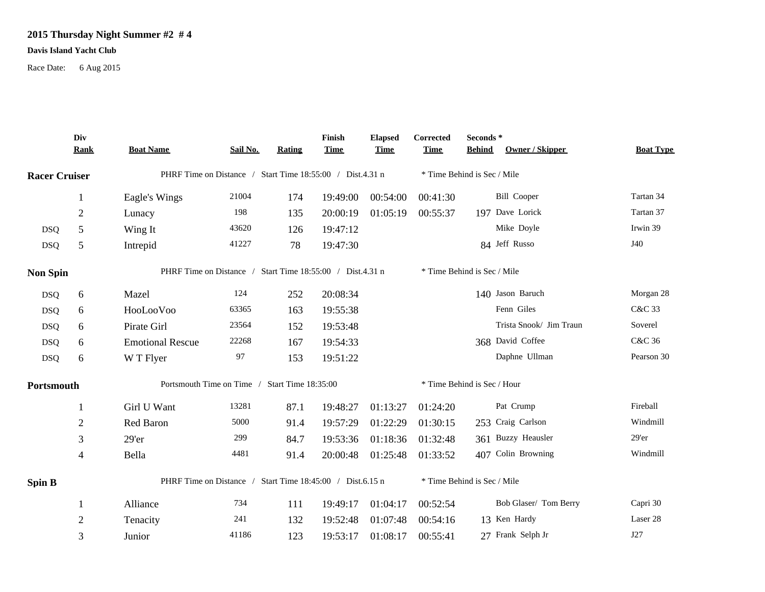# 2015 Thursday Night Summer #2 # 4

**Davis Island Yacht Club**

Race Date: 6 Aug 2015

| | Div Rank | Boat Name | Sail No. | Rating | Finish Time | Elapsed Time | Corrected Time | Seconds * Behind | Owner / Skipper | Boat Type |
|---|---|---|---|---|---|---|---|---|---|---|
| **Racer Cruiser** | | PHRF Time on Distance / Start Time 18:55:00 / Dist.4.31 n | | | | | * Time Behind is Sec / Mile | | | |
| | 1 | Eagle's Wings | 21004 | 174 | 19:49:00 | 00:54:00 | 00:41:30 | | Bill Cooper | Tartan 34 |
| | 2 | Lunacy | 198 | 135 | 20:00:19 | 01:05:19 | 00:55:37 | 197 | Dave Lorick | Tartan 37 |
| DSQ | 5 | Wing It | 43620 | 126 | 19:47:12 | | | | Mike Doyle | Irwin 39 |
| DSQ | 5 | Intrepid | 41227 | 78 | 19:47:30 | | | 84 | Jeff Russo | J40 |
| **Non Spin** | | PHRF Time on Distance / Start Time 18:55:00 / Dist.4.31 n | | | | | * Time Behind is Sec / Mile | | | |
| DSQ | 6 | Mazel | 124 | 252 | 20:08:34 | | | 140 | Jason Baruch | Morgan 28 |
| DSQ | 6 | HooLooVoo | 63365 | 163 | 19:55:38 | | | | Fenn Giles | C&C 33 |
| DSQ | 6 | Pirate Girl | 23564 | 152 | 19:53:48 | | | | Trista Snook/ Jim Traun | Soverel |
| DSQ | 6 | Emotional Rescue | 22268 | 167 | 19:54:33 | | | 368 | David Coffee | C&C 36 |
| DSQ | 6 | W T Flyer | 97 | 153 | 19:51:22 | | | | Daphne Ullman | Pearson 30 |
| **Portsmouth** | | Portsmouth Time on Time / Start Time 18:35:00 | | | | | * Time Behind is Sec / Hour | | | |
| | 1 | Girl U Want | 13281 | 87.1 | 19:48:27 | 01:13:27 | 01:24:20 | | Pat Crump | Fireball |
| | 2 | Red Baron | 5000 | 91.4 | 19:57:29 | 01:22:29 | 01:30:15 | 253 | Craig Carlson | Windmill |
| | 3 | 29'er | 299 | 84.7 | 19:53:36 | 01:18:36 | 01:32:48 | 361 | Buzzy Heausler | 29'er |
| | 4 | Bella | 4481 | 91.4 | 20:00:48 | 01:25:48 | 01:33:52 | 407 | Colin Browning | Windmill |
| **Spin B** | | PHRF Time on Distance / Start Time 18:45:00 / Dist.6.15 n | | | | | * Time Behind is Sec / Mile | | | |
| | 1 | Alliance | 734 | 111 | 19:49:17 | 01:04:17 | 00:52:54 | | Bob Glaser/ Tom Berry | Capri 30 |
| | 2 | Tenacity | 241 | 132 | 19:52:48 | 01:07:48 | 00:54:16 | 13 | Ken Hardy | Laser 28 |
| | 3 | Junior | 41186 | 123 | 19:53:17 | 01:08:17 | 00:55:41 | 27 | Frank Selph Jr | J27 |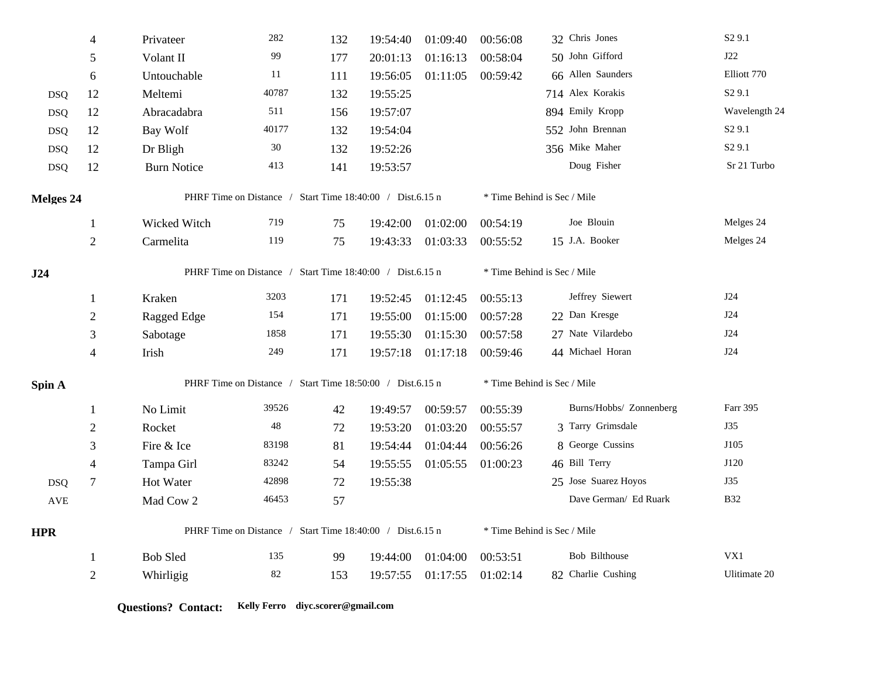| | | | | | | | | | | |
|---|---|---|---|---|---|---|---|---|---|---|
| | 4 | Privateer | 282 | 132 | 19:54:40 | 01:09:40 | 00:56:08 | 32 | Chris Jones | S2 9.1 |
| | 5 | Volant II | 99 | 177 | 20:01:13 | 01:16:13 | 00:58:04 | 50 | John Gifford | J22 |
| | 6 | Untouchable | 11 | 111 | 19:56:05 | 01:11:05 | 00:59:42 | 66 | Allen Saunders | Elliott 770 |
| DSQ | 12 | Meltemi | 40787 | 132 | 19:55:25 | | | 714 | Alex Korakis | S2 9.1 |
| DSQ | 12 | Abracadabra | 511 | 156 | 19:57:07 | | | 894 | Emily Kropp | Wavelength 24 |
| DSQ | 12 | Bay Wolf | 40177 | 132 | 19:54:04 | | | 552 | John Brennan | S2 9.1 |
| DSQ | 12 | Dr Bligh | 30 | 132 | 19:52:26 | | | 356 | Mike Maher | S2 9.1 |
| DSQ | 12 | Burn Notice | 413 | 141 | 19:53:57 | | | | Doug Fisher | Sr 21 Turbo |

**Melges 24** — PHRF Time on Distance / Start Time 18:40:00 / Dist.6.15 n — * Time Behind is Sec / Mile

| | | | | | | | | | | |
|---|---|---|---|---|---|---|---|---|---|---|
| | 1 | Wicked Witch | 719 | 75 | 19:42:00 | 01:02:00 | 00:54:19 | | Joe Blouin | Melges 24 |
| | 2 | Carmelita | 119 | 75 | 19:43:33 | 01:03:33 | 00:55:52 | 15 | J.A. Booker | Melges 24 |

**J24** — PHRF Time on Distance / Start Time 18:40:00 / Dist.6.15 n — * Time Behind is Sec / Mile

| | | | | | | | | | | |
|---|---|---|---|---|---|---|---|---|---|---|
| | 1 | Kraken | 3203 | 171 | 19:52:45 | 01:12:45 | 00:55:13 | | Jeffrey Siewert | J24 |
| | 2 | Ragged Edge | 154 | 171 | 19:55:00 | 01:15:00 | 00:57:28 | 22 | Dan Kresge | J24 |
| | 3 | Sabotage | 1858 | 171 | 19:55:30 | 01:15:30 | 00:57:58 | 27 | Nate Vilardebo | J24 |
| | 4 | Irish | 249 | 171 | 19:57:18 | 01:17:18 | 00:59:46 | 44 | Michael Horan | J24 |

**Spin A** — PHRF Time on Distance / Start Time 18:50:00 / Dist.6.15 n — * Time Behind is Sec / Mile

| | | | | | | | | | | |
|---|---|---|---|---|---|---|---|---|---|---|
| | 1 | No Limit | 39526 | 42 | 19:49:57 | 00:59:57 | 00:55:39 | | Burns/Hobbs/ Zonnenberg | Farr 395 |
| | 2 | Rocket | 48 | 72 | 19:53:20 | 01:03:20 | 00:55:57 | 3 | Tarry Grimsdale | J35 |
| | 3 | Fire & Ice | 83198 | 81 | 19:54:44 | 01:04:44 | 00:56:26 | 8 | George Cussins | J105 |
| | 4 | Tampa Girl | 83242 | 54 | 19:55:55 | 01:05:55 | 01:00:23 | 46 | Bill Terry | J120 |
| DSQ | 7 | Hot Water | 42898 | 72 | 19:55:38 | | | 25 | Jose Suarez Hoyos | J35 |
| AVE | | Mad Cow 2 | 46453 | 57 | | | | | Dave German/ Ed Ruark | B32 |

**HPR** — PHRF Time on Distance / Start Time 18:40:00 / Dist.6.15 n — * Time Behind is Sec / Mile

| | | | | | | | | | | |
|---|---|---|---|---|---|---|---|---|---|---|
| | 1 | Bob Sled | 135 | 99 | 19:44:00 | 01:04:00 | 00:53:51 | | Bob Bilthouse | VX1 |
| | 2 | Whirligig | 82 | 153 | 19:57:55 | 01:17:55 | 01:02:14 | 82 | Charlie Cushing | Ultimate 20 |

**Questions? Contact:** **Kelly Ferro diyc.scorer@gmail.com**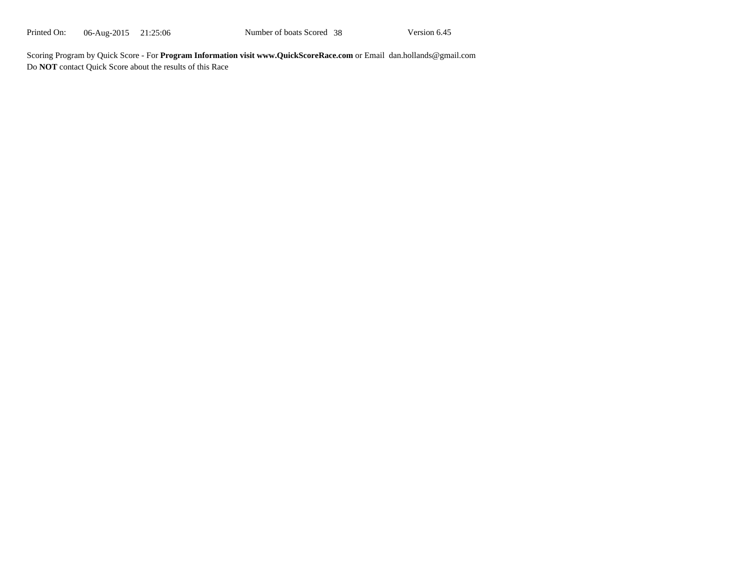Printed On: 06-Aug-2015 21:25:06 Number of boats Scored 38 Version 6.45

Scoring Program by Quick Score - For **Program Information visit www.QuickScoreRace.com** or Email dan.hollands@gmail.com
Do **NOT** contact Quick Score about the results of this Race